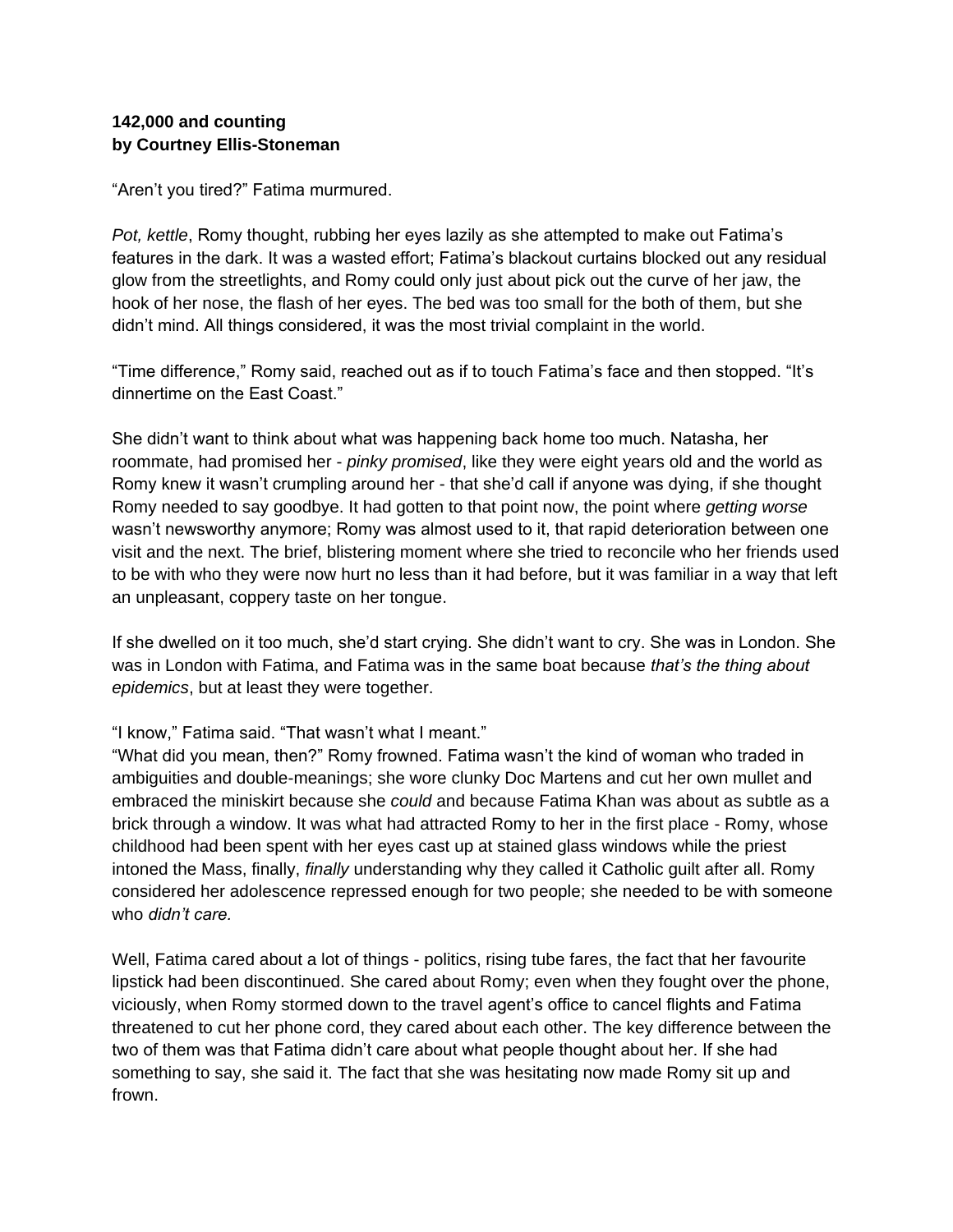**142,000 and counting**
**by Courtney Ellis-Stoneman**

"Aren't you tired?" Fatima murmured.

*Pot, kettle*, Romy thought, rubbing her eyes lazily as she attempted to make out Fatima's features in the dark. It was a wasted effort; Fatima's blackout curtains blocked out any residual glow from the streetlights, and Romy could only just about pick out the curve of her jaw, the hook of her nose, the flash of her eyes. The bed was too small for the both of them, but she didn't mind. All things considered, it was the most trivial complaint in the world.

"Time difference," Romy said, reached out as if to touch Fatima's face and then stopped. "It's dinnertime on the East Coast."

She didn't want to think about what was happening back home too much. Natasha, her roommate, had promised her - *pinky promised*, like they were eight years old and the world as Romy knew it wasn't crumpling around her - that she'd call if anyone was dying, if she thought Romy needed to say goodbye. It had gotten to that point now, the point where *getting worse* wasn't newsworthy anymore; Romy was almost used to it, that rapid deterioration between one visit and the next. The brief, blistering moment where she tried to reconcile who her friends used to be with who they were now hurt no less than it had before, but it was familiar in a way that left an unpleasant, coppery taste on her tongue.

If she dwelled on it too much, she'd start crying. She didn't want to cry. She was in London. She was in London with Fatima, and Fatima was in the same boat because *that's the thing about epidemics*, but at least they were together.

"I know," Fatima said. "That wasn't what I meant."
"What did you mean, then?" Romy frowned. Fatima wasn't the kind of woman who traded in ambiguities and double-meanings; she wore clunky Doc Martens and cut her own mullet and embraced the miniskirt because she *could* and because Fatima Khan was about as subtle as a brick through a window. It was what had attracted Romy to her in the first place - Romy, whose childhood had been spent with her eyes cast up at stained glass windows while the priest intoned the Mass, finally, *finally* understanding why they called it Catholic guilt after all. Romy considered her adolescence repressed enough for two people; she needed to be with someone who *didn't care.*

Well, Fatima cared about a lot of things - politics, rising tube fares, the fact that her favourite lipstick had been discontinued. She cared about Romy; even when they fought over the phone, viciously, when Romy stormed down to the travel agent's office to cancel flights and Fatima threatened to cut her phone cord, they cared about each other. The key difference between the two of them was that Fatima didn't care about what people thought about her. If she had something to say, she said it. The fact that she was hesitating now made Romy sit up and frown.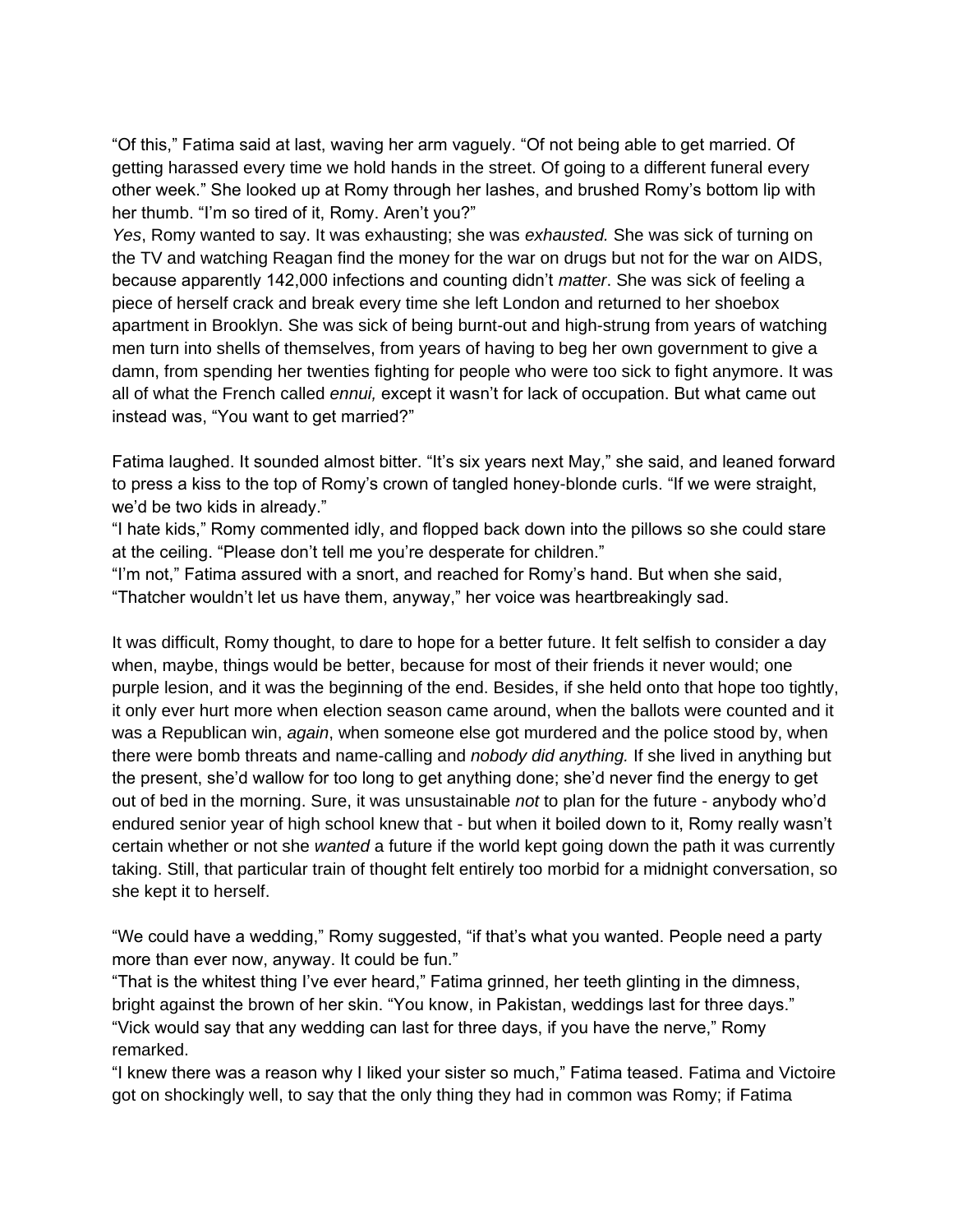"Of this," Fatima said at last, waving her arm vaguely. "Of not being able to get married. Of getting harassed every time we hold hands in the street. Of going to a different funeral every other week." She looked up at Romy through her lashes, and brushed Romy's bottom lip with her thumb. "I'm so tired of it, Romy. Aren't you?"

*Yes*, Romy wanted to say. It was exhausting; she was *exhausted.* She was sick of turning on the TV and watching Reagan find the money for the war on drugs but not for the war on AIDS, because apparently 142,000 infections and counting didn't *matter*. She was sick of feeling a piece of herself crack and break every time she left London and returned to her shoebox apartment in Brooklyn. She was sick of being burnt-out and high-strung from years of watching men turn into shells of themselves, from years of having to beg her own government to give a damn, from spending her twenties fighting for people who were too sick to fight anymore. It was all of what the French called *ennui,* except it wasn't for lack of occupation. But what came out instead was, "You want to get married?"

Fatima laughed. It sounded almost bitter. "It's six years next May," she said, and leaned forward to press a kiss to the top of Romy's crown of tangled honey-blonde curls. "If we were straight, we'd be two kids in already."

"I hate kids," Romy commented idly, and flopped back down into the pillows so she could stare at the ceiling. "Please don't tell me you're desperate for children."

"I'm not," Fatima assured with a snort, and reached for Romy's hand. But when she said, "Thatcher wouldn't let us have them, anyway," her voice was heartbreakingly sad.

It was difficult, Romy thought, to dare to hope for a better future. It felt selfish to consider a day when, maybe, things would be better, because for most of their friends it never would; one purple lesion, and it was the beginning of the end. Besides, if she held onto that hope too tightly, it only ever hurt more when election season came around, when the ballots were counted and it was a Republican win, *again*, when someone else got murdered and the police stood by, when there were bomb threats and name-calling and *nobody did anything.* If she lived in anything but the present, she'd wallow for too long to get anything done; she'd never find the energy to get out of bed in the morning. Sure, it was unsustainable *not* to plan for the future - anybody who'd endured senior year of high school knew that - but when it boiled down to it, Romy really wasn't certain whether or not she *wanted* a future if the world kept going down the path it was currently taking. Still, that particular train of thought felt entirely too morbid for a midnight conversation, so she kept it to herself.

"We could have a wedding," Romy suggested, "if that's what you wanted. People need a party more than ever now, anyway. It could be fun."

"That is the whitest thing I've ever heard," Fatima grinned, her teeth glinting in the dimness, bright against the brown of her skin. "You know, in Pakistan, weddings last for three days."

"Vick would say that any wedding can last for three days, if you have the nerve," Romy remarked.

"I knew there was a reason why I liked your sister so much," Fatima teased. Fatima and Victoire got on shockingly well, to say that the only thing they had in common was Romy; if Fatima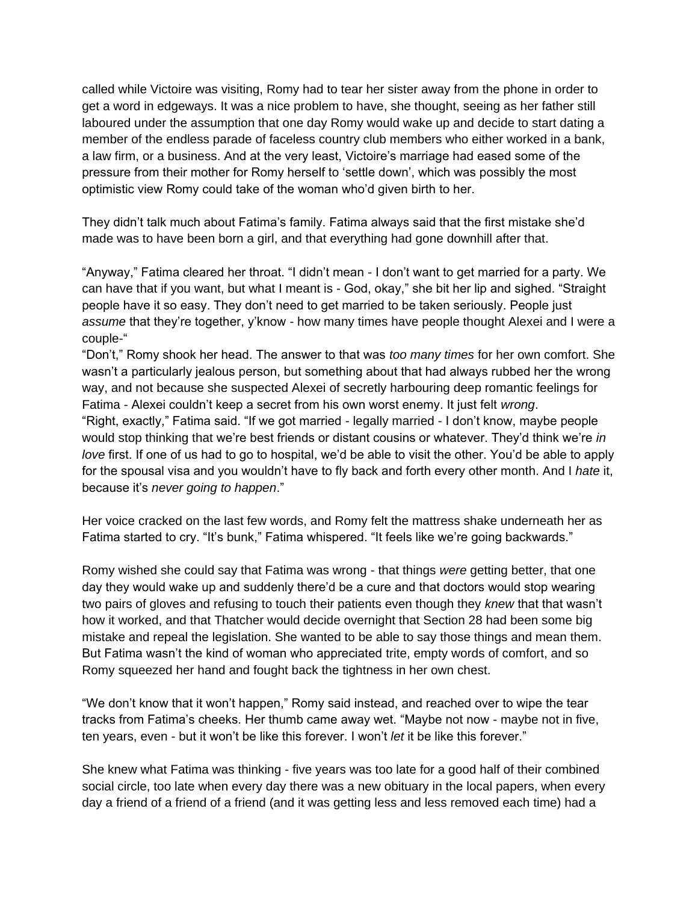called while Victoire was visiting, Romy had to tear her sister away from the phone in order to get a word in edgeways. It was a nice problem to have, she thought, seeing as her father still laboured under the assumption that one day Romy would wake up and decide to start dating a member of the endless parade of faceless country club members who either worked in a bank, a law firm, or a business. And at the very least, Victoire's marriage had eased some of the pressure from their mother for Romy herself to 'settle down', which was possibly the most optimistic view Romy could take of the woman who'd given birth to her.

They didn't talk much about Fatima's family. Fatima always said that the first mistake she'd made was to have been born a girl, and that everything had gone downhill after that.

"Anyway," Fatima cleared her throat. "I didn't mean - I don't want to get married for a party. We can have that if you want, but what I meant is - God, okay," she bit her lip and sighed. "Straight people have it so easy. They don't need to get married to be taken seriously. People just *assume* that they're together, y'know - how many times have people thought Alexei and I were a couple-"

"Don't," Romy shook her head. The answer to that was *too many times* for her own comfort. She wasn't a particularly jealous person, but something about that had always rubbed her the wrong way, and not because she suspected Alexei of secretly harbouring deep romantic feelings for Fatima - Alexei couldn't keep a secret from his own worst enemy. It just felt *wrong*.

"Right, exactly," Fatima said. "If we got married - legally married - I don't know, maybe people would stop thinking that we're best friends or distant cousins or whatever. They'd think we're *in love* first. If one of us had to go to hospital, we'd be able to visit the other. You'd be able to apply for the spousal visa and you wouldn't have to fly back and forth every other month. And I *hate* it, because it's *never going to happen*."

Her voice cracked on the last few words, and Romy felt the mattress shake underneath her as Fatima started to cry. "It's bunk," Fatima whispered. "It feels like we're going backwards."

Romy wished she could say that Fatima was wrong - that things *were* getting better, that one day they would wake up and suddenly there'd be a cure and that doctors would stop wearing two pairs of gloves and refusing to touch their patients even though they *knew* that that wasn't how it worked, and that Thatcher would decide overnight that Section 28 had been some big mistake and repeal the legislation. She wanted to be able to say those things and mean them. But Fatima wasn't the kind of woman who appreciated trite, empty words of comfort, and so Romy squeezed her hand and fought back the tightness in her own chest.

"We don't know that it won't happen," Romy said instead, and reached over to wipe the tear tracks from Fatima's cheeks. Her thumb came away wet. "Maybe not now - maybe not in five, ten years, even - but it won't be like this forever. I won't *let* it be like this forever."

She knew what Fatima was thinking - five years was too late for a good half of their combined social circle, too late when every day there was a new obituary in the local papers, when every day a friend of a friend of a friend (and it was getting less and less removed each time) had a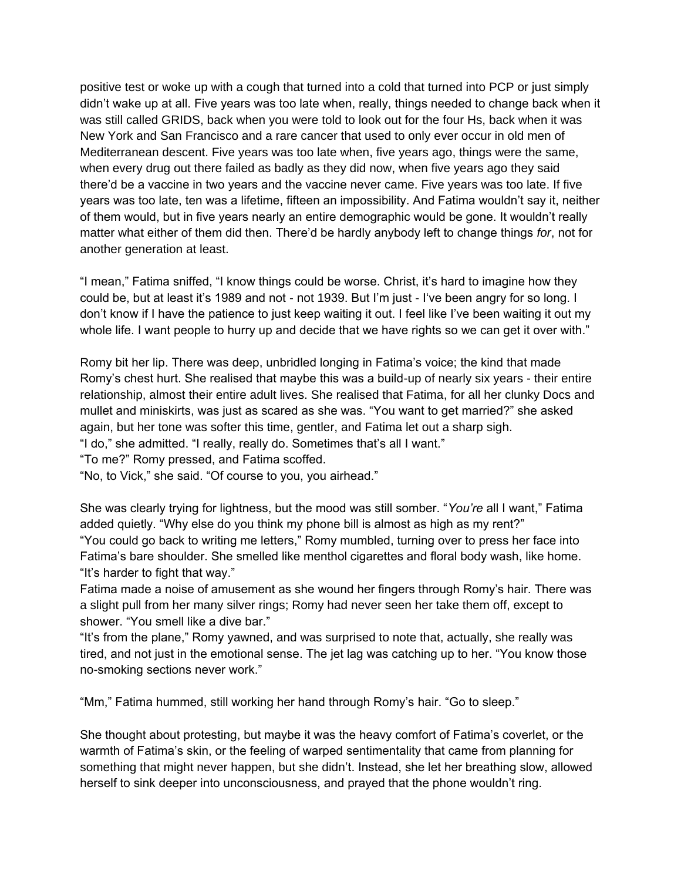positive test or woke up with a cough that turned into a cold that turned into PCP or just simply didn't wake up at all. Five years was too late when, really, things needed to change back when it was still called GRIDS, back when you were told to look out for the four Hs, back when it was New York and San Francisco and a rare cancer that used to only ever occur in old men of Mediterranean descent. Five years was too late when, five years ago, things were the same, when every drug out there failed as badly as they did now, when five years ago they said there'd be a vaccine in two years and the vaccine never came. Five years was too late. If five years was too late, ten was a lifetime, fifteen an impossibility. And Fatima wouldn't say it, neither of them would, but in five years nearly an entire demographic would be gone. It wouldn't really matter what either of them did then. There'd be hardly anybody left to change things *for*, not for another generation at least.

"I mean," Fatima sniffed, "I know things could be worse. Christ, it's hard to imagine how they could be, but at least it's 1989 and not - not 1939. But I'm just - I've been angry for so long. I don't know if I have the patience to just keep waiting it out. I feel like I've been waiting it out my whole life. I want people to hurry up and decide that we have rights so we can get it over with."

Romy bit her lip. There was deep, unbridled longing in Fatima's voice; the kind that made Romy's chest hurt. She realised that maybe this was a build-up of nearly six years - their entire relationship, almost their entire adult lives. She realised that Fatima, for all her clunky Docs and mullet and miniskirts, was just as scared as she was. "You want to get married?" she asked again, but her tone was softer this time, gentler, and Fatima let out a sharp sigh.
"I do," she admitted. "I really, really do. Sometimes that's all I want."
"To me?" Romy pressed, and Fatima scoffed.
"No, to Vick," she said. "Of course to you, you airhead."

She was clearly trying for lightness, but the mood was still somber. "*You're* all I want," Fatima added quietly. "Why else do you think my phone bill is almost as high as my rent?"
"You could go back to writing me letters," Romy mumbled, turning over to press her face into Fatima's bare shoulder. She smelled like menthol cigarettes and floral body wash, like home. "It's harder to fight that way."
Fatima made a noise of amusement as she wound her fingers through Romy's hair. There was a slight pull from her many silver rings; Romy had never seen her take them off, except to shower. "You smell like a dive bar."
"It's from the plane," Romy yawned, and was surprised to note that, actually, she really was tired, and not just in the emotional sense. The jet lag was catching up to her. "You know those no-smoking sections never work."

"Mm," Fatima hummed, still working her hand through Romy's hair. "Go to sleep."

She thought about protesting, but maybe it was the heavy comfort of Fatima's coverlet, or the warmth of Fatima's skin, or the feeling of warped sentimentality that came from planning for something that might never happen, but she didn't. Instead, she let her breathing slow, allowed herself to sink deeper into unconsciousness, and prayed that the phone wouldn't ring.